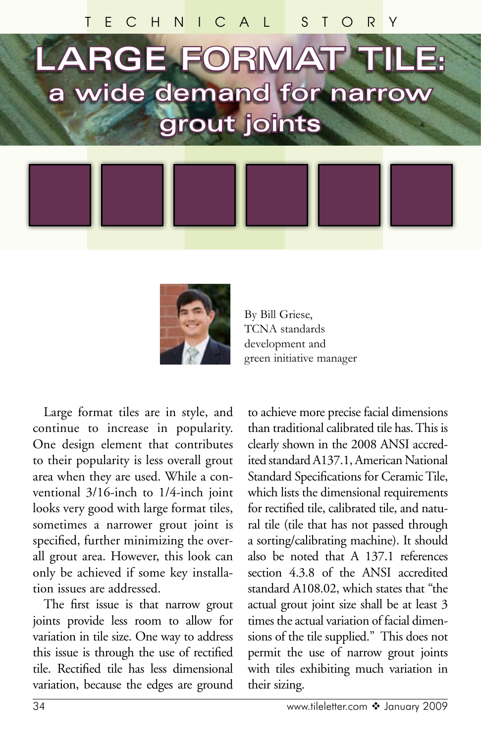TECHNICAL STORY

# LARGE FORMAT TILE: a wide demand for narrow grout joints

By Bill Griese, TCNA standards development and green initiative manager

Large format tiles are in style, and continue to increase in popularity. One design element that contributes to their popularity is less overall grout area when they are used. While a conventional 3/16-inch to 1/4-inch joint looks very good with large format tiles, sometimes a narrower grout joint is specified, further minimizing the overall grout area. However, this look can only be achieved if some key installation issues are addressed.

The first issue is that narrow grout joints provide less room to allow for variation in tile size. One way to address this issue is through the use of rectified tile. Rectified tile has less dimensional variation, because the edges are ground to achieve more precise facial dimensions than traditional calibrated tile has. This is clearly shown in the 2008 ANSI accredited standard A137.1, American National Standard Specifications for Ceramic Tile, which lists the dimensional requirements for rectified tile, calibrated tile, and natural tile (tile that has not passed through a sorting/calibrating machine). It should also be noted that A 137.1 references section 4.3.8 of the ANSI accredited standard A108.02, which states that "the actual grout joint size shall be at least 3 times the actual variation of facial dimensions of the tile supplied." This does not permit the use of narrow grout joints with tiles exhibiting much variation in their sizing.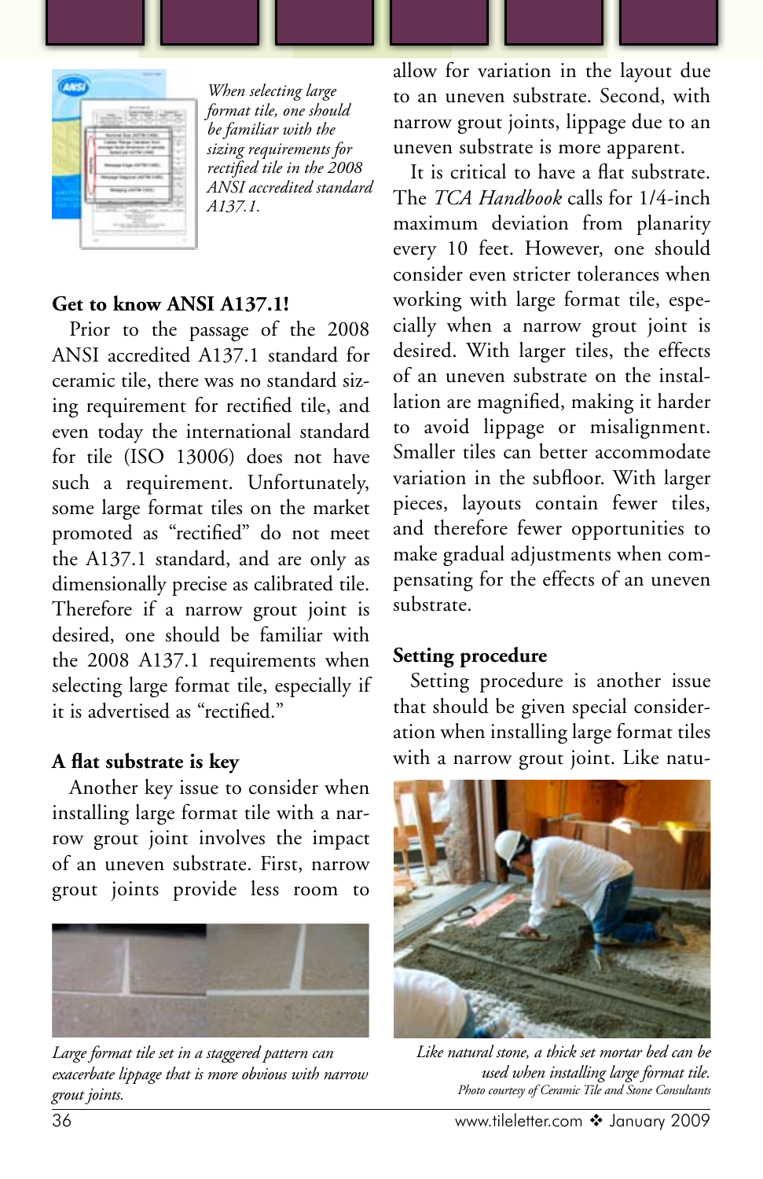*When selecting large format tile, one should be familiar with the sizing requirements for rectified tile in the 2008 ANSI accredited standard A137.1.*

### Get to know ANSI A137.1!

Prior to the passage of the 2008 ANSI accredited A137.1 standard for ceramic tile, there was no standard sizing requirement for rectified tile, and even today the international standard for tile (ISO 13006) does not have such a requirement. Unfortunately, some large format tiles on the market promoted as "rectified" do not meet the A137.1 standard, and are only as dimensionally precise as calibrated tile. Therefore if a narrow grout joint is desired, one should be familiar with the 2008 A137.1 requirements when selecting large format tile, especially if it is advertised as "rectified."

### A flat substrate is key

Another key issue to consider when installing large format tile with a narrow grout joint involves the impact of an uneven substrate. First, narrow grout joints provide less room to allow for variation in the layout due to an uneven substrate. Second, with narrow grout joints, lippage due to an uneven substrate is more apparent.

*Large format tile set in a staggered pattern can exacerbate lippage that is more obvious with narrow grout joints.*

It is critical to have a flat substrate. The *TCA Handbook* calls for 1/4-inch maximum deviation from planarity every 10 feet. However, one should consider even stricter tolerances when working with large format tile, especially when a narrow grout joint is desired. With larger tiles, the effects of an uneven substrate on the installation are magnified, making it harder to avoid lippage or misalignment. Smaller tiles can better accommodate variation in the subfloor. With larger pieces, layouts contain fewer tiles, and therefore fewer opportunities to make gradual adjustments when compensating for the effects of an uneven substrate.

### Setting procedure

Setting procedure is another issue that should be given special consideration when installing large format tiles with a narrow grout joint. Like natu-

*Like natural stone, a thick set mortar bed can be used when installing large format tile.*
*Photo courtesy of Ceramic Tile and Stone Consultants*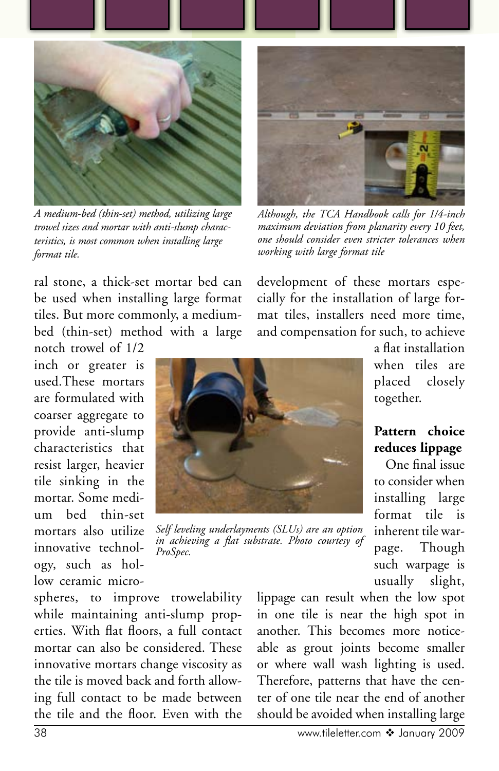*A medium-bed (thin-set) method, utilizing large trowel sizes and mortar with anti-slump characteristics, is most common when installing large format tile.*

*Although, the TCA Handbook calls for 1/4-inch maximum deviation from planarity every 10 feet, one should consider even stricter tolerances when working with large format tile*

ral stone, a thick-set mortar bed can be used when installing large format tiles. But more commonly, a medium-bed (thin-set) method with a large notch trowel of 1/2 inch or greater is used.These mortars are formulated with coarser aggregate to provide anti-slump characteristics that resist larger, heavier tile sinking in the mortar. Some medium bed thin-set mortars also utilize innovative technology, such as hollow ceramic microspheres, to improve trowelability while maintaining anti-slump properties. With flat floors, a full contact mortar can also be considered. These innovative mortars change viscosity as the tile is moved back and forth allowing full contact to be made between the tile and the floor. Even with the development of these mortars especially for the installation of large format tiles, installers need more time, and compensation for such, to achieve a flat installation when tiles are placed closely together.

*Self leveling underlayments (SLUs) are an option in achieving a flat substrate. Photo courtesy of ProSpec.*

**Pattern choice reduces lippage**

One final issue to consider when installing large format tile is inherent tile warpage. Though such warpage is usually slight, lippage can result when the low spot in one tile is near the high spot in another. This becomes more noticeable as grout joints become smaller or where wall wash lighting is used. Therefore, patterns that have the center of one tile near the end of another should be avoided when installing large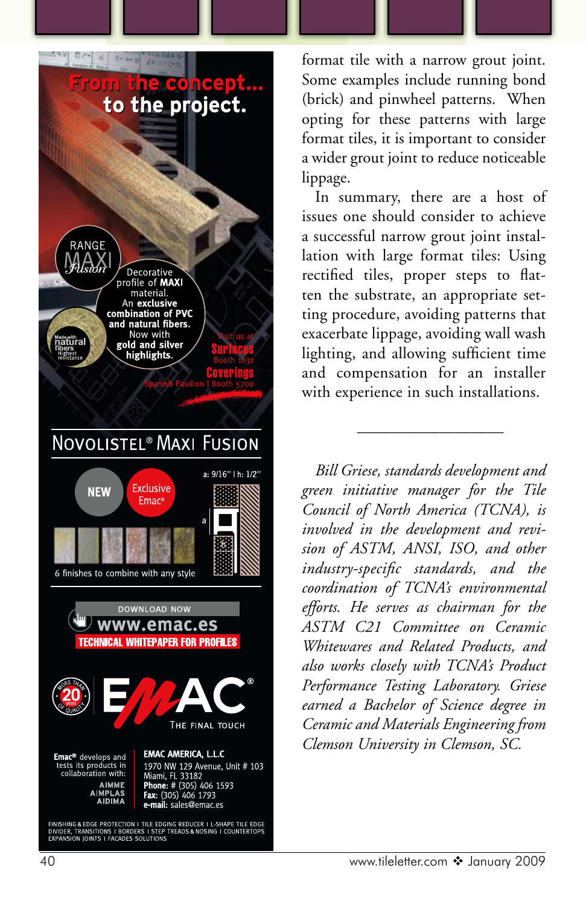format tile with a narrow grout joint. Some examples include running bond (brick) and pinwheel patterns. When opting for these patterns with large format tiles, it is important to consider a wider grout joint to reduce noticeable lippage.

In summary, there are a host of issues one should consider to achieve a successful narrow grout joint installation with large format tiles: Using rectified tiles, proper steps to flatten the substrate, an appropriate setting procedure, avoiding patterns that exacerbate lippage, avoiding wall wash lighting, and allowing sufficient time and compensation for an installer with experience in such installations.

---

*Bill Griese, standards development and green initiative manager for the Tile Council of North America (TCNA), is involved in the development and revision of ASTM, ANSI, ISO, and other industry-specific standards, and the coordination of TCNA's environmental efforts. He serves as chairman for the ASTM C21 Committee on Ceramic Whitewares and Related Products, and also works closely with TCNA's Product Performance Testing Laboratory. Griese earned a Bachelor of Science degree in Ceramic and Materials Engineering from Clemson University in Clemson, SC.*

From the concept... to the project.

RANGE MAXI Fusion

Decorative profile of **MAXI** material. An **exclusive combination of PVC and natural fibers.** Now with **gold and silver highlights.**

Made with natural fibers Highest resistance

Visit us at Surfaces Booth 1031 Coverings Spanish Pavilion | Booth 5700

NOVOLISTEL® MAXI FUSION

NEW Exclusive Emac®

a: 9/16" | h: 1/2"

6 finishes to combine with any style

DOWNLOAD NOW www.emac.es TECHNICAL WHITEPAPER FOR PROFILES

MORE THAN 20 years OF QUALITY

EMAC® THE FINAL TOUCH

**Emac®** develops and tests its products in collaboration with: **AIMME AIMPLAS AIDIMA**

**EMAC AMERICA, L.L.C**
1970 NW 129 Avenue, Unit # 103
Miami, FL 33182
**Phone:** # (305) 406 1593
**Fax:** (305) 406 1793
**e-mail:** sales@emac.es

FINISHING & EDGE PROTECTION I TILE EDGING REDUCER I L-SHAPE TILE EDGE DIVIDER, TRANSITIONS I BORDERS I STEP TREADS & NOSING I COUNTERTOPS EXPANSION JOINTS I FACADES SOLUTIONS